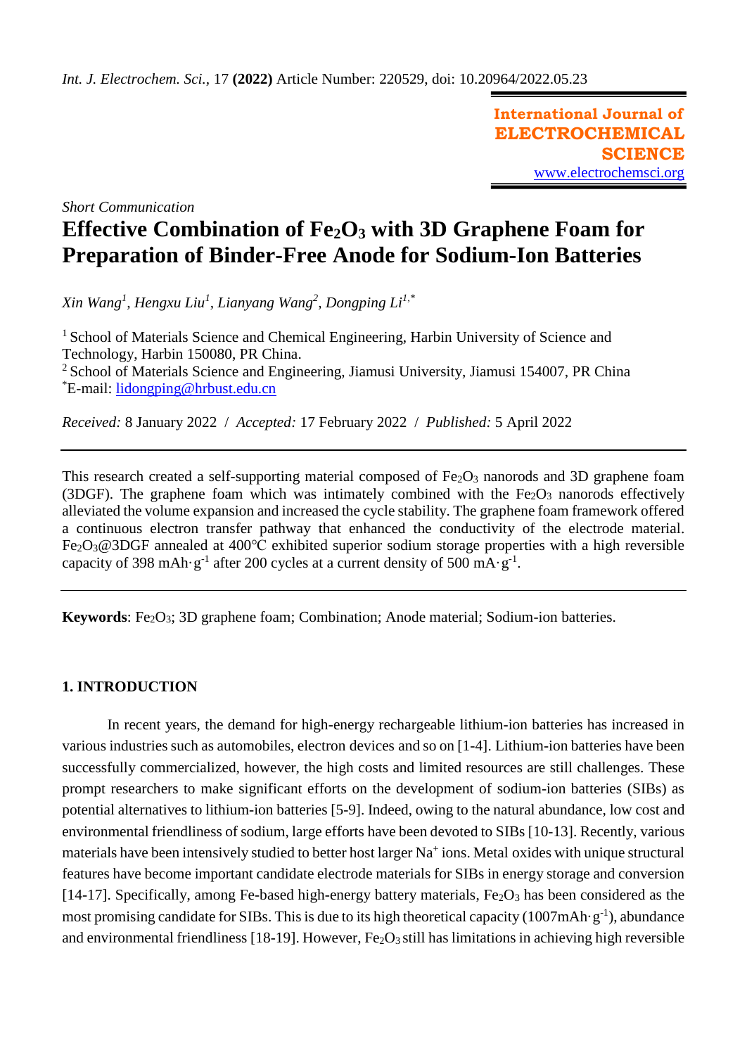*Int. J. Electrochem. Sci.*, 17 **(2022)** Article Number: 220529, doi: 10.20964/2022.05.23

**International Journal of ELECTROCHEMICAL SCIENCE**
www.electrochemsci.org

*Short Communication*

# Effective Combination of $Fe_2O_3$ with 3D Graphene Foam for Preparation of Binder-Free Anode for Sodium-Ion Batteries

*Xin Wang*[1], *Hengxu Liu*[1], *Lianyang Wang*[2], *Dongping Li*[1,*]

[1] School of Materials Science and Chemical Engineering, Harbin University of Science and Technology, Harbin 150080, PR China.
[2] School of Materials Science and Engineering, Jiamusi University, Jiamusi 154007, PR China
[*]E-mail: lidongping@hrbust.edu.cn

*Received:* 8 January 2022 / *Accepted:* 17 February 2022 / *Published:* 5 April 2022

---

This research created a self-supporting material composed of $Fe_2O_3$ nanorods and 3D graphene foam (3DGF). The graphene foam which was intimately combined with the $Fe_2O_3$ nanorods effectively alleviated the volume expansion and increased the cycle stability. The graphene foam framework offered a continuous electron transfer pathway that enhanced the conductivity of the electrode material. $Fe_2O_3$@3DGF annealed at 400°C exhibited superior sodium storage properties with a high reversible capacity of 398 $mAh{\cdot}g^{-1}$ after 200 cycles at a current density of 500 $mA{\cdot}g^{-1}$.

---

**Keywords**: $Fe_2O_3$; 3D graphene foam; Combination; Anode material; Sodium-ion batteries.

## 1. INTRODUCTION

In recent years, the demand for high-energy rechargeable lithium-ion batteries has increased in various industries such as automobiles, electron devices and so on [1-4]. Lithium-ion batteries have been successfully commercialized, however, the high costs and limited resources are still challenges. These prompt researchers to make significant efforts on the development of sodium-ion batteries (SIBs) as potential alternatives to lithium-ion batteries [5-9]. Indeed, owing to the natural abundance, low cost and environmental friendliness of sodium, large efforts have been devoted to SIBs [10-13]. Recently, various materials have been intensively studied to better host larger $Na^+$ ions. Metal oxides with unique structural features have become important candidate electrode materials for SIBs in energy storage and conversion [14-17]. Specifically, among Fe-based high-energy battery materials, $Fe_2O_3$ has been considered as the most promising candidate for SIBs. This is due to its high theoretical capacity (1007$mAh{\cdot}g^{-1}$), abundance and environmental friendliness [18-19]. However, $Fe_2O_3$ still has limitations in achieving high reversible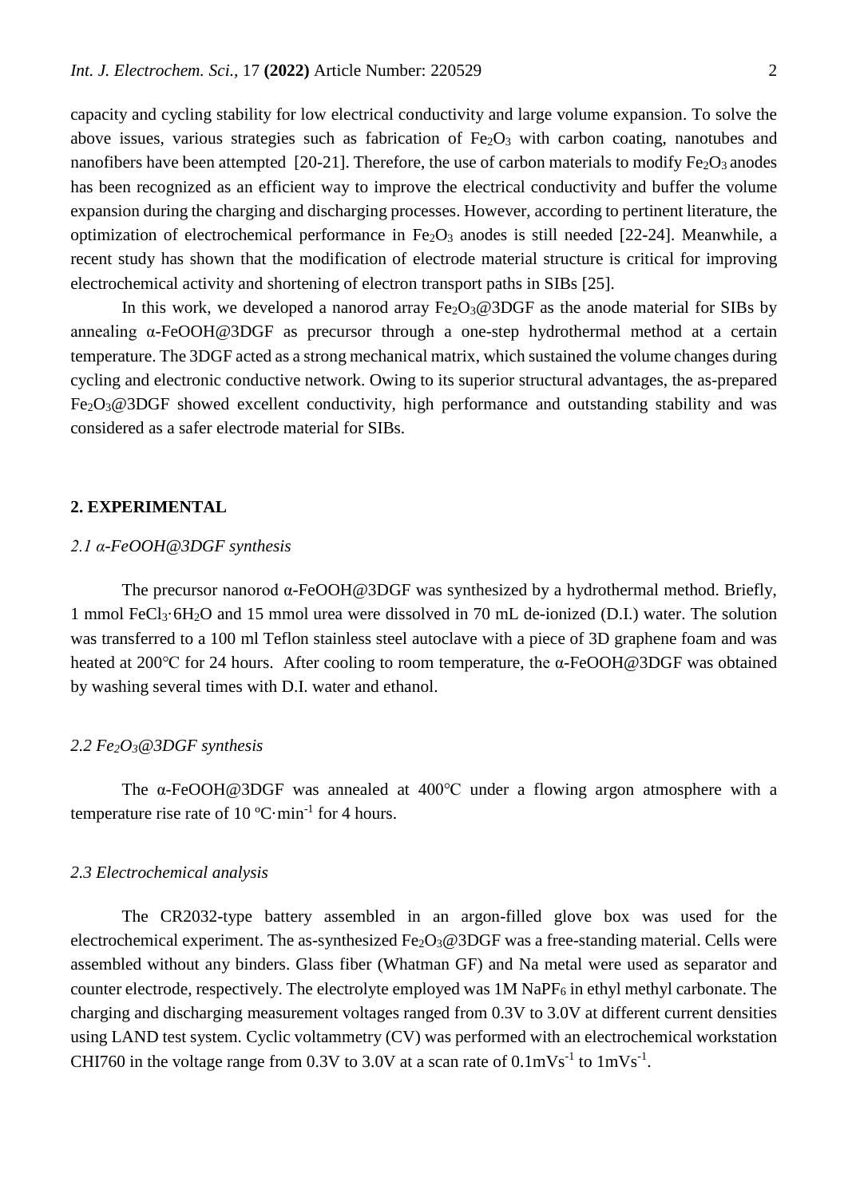capacity and cycling stability for low electrical conductivity and large volume expansion. To solve the above issues, various strategies such as fabrication of $Fe_2O_3$ with carbon coating, nanotubes and nanofibers have been attempted [20-21]. Therefore, the use of carbon materials to modify $Fe_2O_3$ anodes has been recognized as an efficient way to improve the electrical conductivity and buffer the volume expansion during the charging and discharging processes. However, according to pertinent literature, the optimization of electrochemical performance in $Fe_2O_3$ anodes is still needed [22-24]. Meanwhile, a recent study has shown that the modification of electrode material structure is critical for improving electrochemical activity and shortening of electron transport paths in SIBs [25].

In this work, we developed a nanorod array $Fe_2O_3$@3DGF as the anode material for SIBs by annealing α-FeOOH@3DGF as precursor through a one-step hydrothermal method at a certain temperature. The 3DGF acted as a strong mechanical matrix, which sustained the volume changes during cycling and electronic conductive network. Owing to its superior structural advantages, the as-prepared $Fe_2O_3$@3DGF showed excellent conductivity, high performance and outstanding stability and was considered as a safer electrode material for SIBs.

## 2. EXPERIMENTAL

### *2.1 α-FeOOH@3DGF synthesis*

The precursor nanorod α-FeOOH@3DGF was synthesized by a hydrothermal method. Briefly, 1 mmol $FeCl_3 \cdot 6H_2O$ and 15 mmol urea were dissolved in 70 mL de-ionized (D.I.) water. The solution was transferred to a 100 ml Teflon stainless steel autoclave with a piece of 3D graphene foam and was heated at 200℃ for 24 hours. After cooling to room temperature, the α-FeOOH@3DGF was obtained by washing several times with D.I. water and ethanol.

### *2.2 $Fe_2O_3$@3DGF synthesis*

The α-FeOOH@3DGF was annealed at 400℃ under a flowing argon atmosphere with a temperature rise rate of 10 ºC·min$^{-1}$ for 4 hours.

### *2.3 Electrochemical analysis*

The CR2032-type battery assembled in an argon-filled glove box was used for the electrochemical experiment. The as-synthesized $Fe_2O_3$@3DGF was a free-standing material. Cells were assembled without any binders. Glass fiber (Whatman GF) and Na metal were used as separator and counter electrode, respectively. The electrolyte employed was 1M $NaPF_6$ in ethyl methyl carbonate. The charging and discharging measurement voltages ranged from 0.3V to 3.0V at different current densities using LAND test system. Cyclic voltammetry (CV) was performed with an electrochemical workstation CHI760 in the voltage range from 0.3V to 3.0V at a scan rate of 0.1mVs$^{-1}$ to 1mVs$^{-1}$.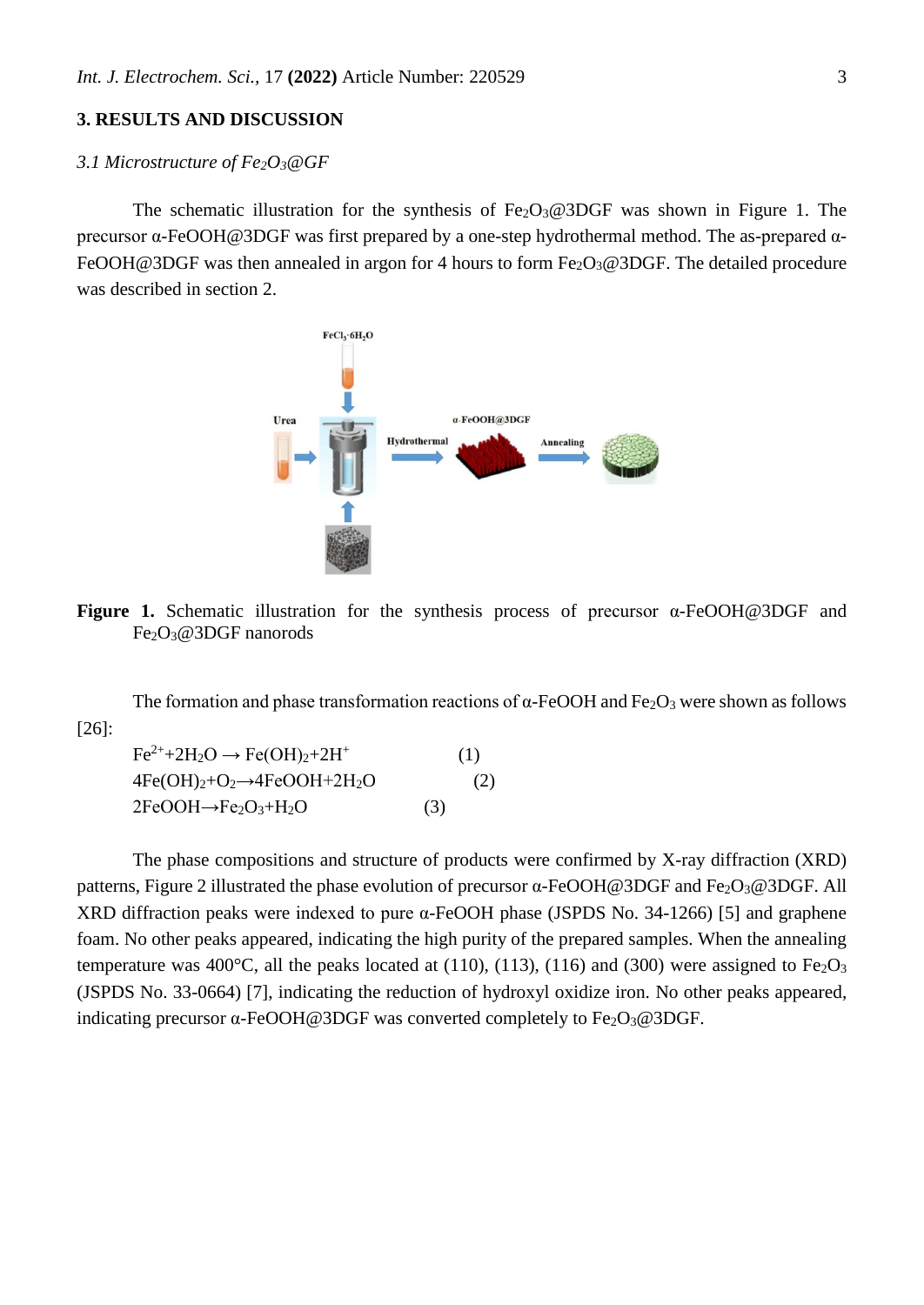## 3. RESULTS AND DISCUSSION

### *3.1 Microstructure of $Fe_2O_3$@GF*

The schematic illustration for the synthesis of $Fe_2O_3$@3DGF was shown in Figure 1. The precursor α-FeOOH@3DGF was first prepared by a one-step hydrothermal method. The as-prepared α-FeOOH@3DGF was then annealed in argon for 4 hours to form $Fe_2O_3$@3DGF. The detailed procedure was described in section 2.

**Figure 1.** Schematic illustration for the synthesis process of precursor α-FeOOH@3DGF and $Fe_2O_3$@3DGF nanorods

The formation and phase transformation reactions of α-FeOOH and $Fe_2O_3$ were shown as follows [26]:

$$Fe^{2+} + 2H_2O \rightarrow Fe(OH)_2 + 2H^+ \quad (1)$$

$$4Fe(OH)_2 + O_2 \rightarrow 4FeOOH + 2H_2O \quad (2)$$

$$2FeOOH \rightarrow Fe_2O_3 + H_2O \quad (3)$$

The phase compositions and structure of products were confirmed by X-ray diffraction (XRD) patterns, Figure 2 illustrated the phase evolution of precursor α-FeOOH@3DGF and $Fe_2O_3$@3DGF. All XRD diffraction peaks were indexed to pure α-FeOOH phase (JSPDS No. 34-1266) [5] and graphene foam. No other peaks appeared, indicating the high purity of the prepared samples. When the annealing temperature was 400°C, all the peaks located at (110), (113), (116) and (300) were assigned to $Fe_2O_3$ (JSPDS No. 33-0664) [7], indicating the reduction of hydroxyl oxidize iron. No other peaks appeared, indicating precursor α-FeOOH@3DGF was converted completely to $Fe_2O_3$@3DGF.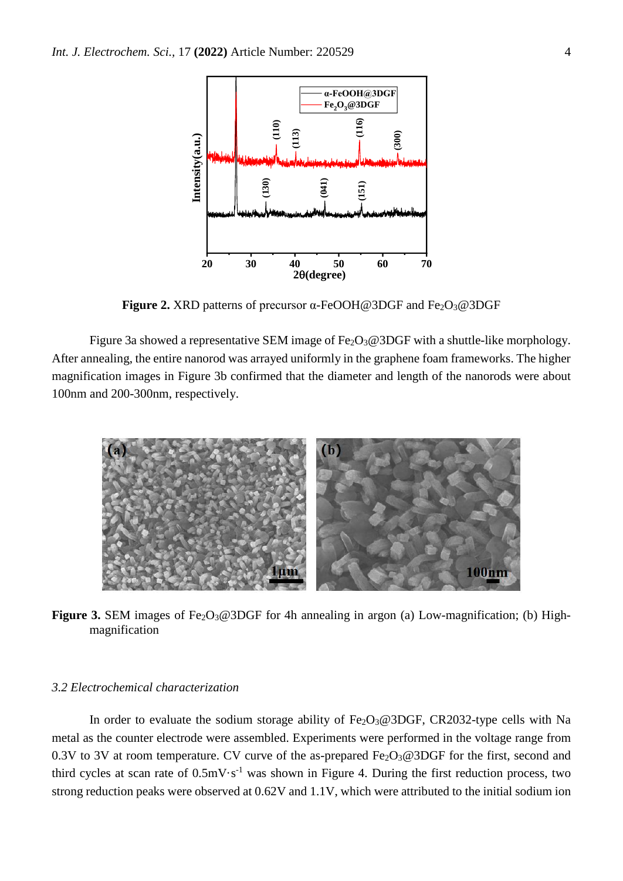**Figure 2.** XRD patterns of precursor α-FeOOH@3DGF and $Fe_2O_3$@3DGF

Figure 3a showed a representative SEM image of $Fe_2O_3$@3DGF with a shuttle-like morphology. After annealing, the entire nanorod was arrayed uniformly in the graphene foam frameworks. The higher magnification images in Figure 3b confirmed that the diameter and length of the nanorods were about 100nm and 200-300nm, respectively.

**Figure 3.** SEM images of $Fe_2O_3$@3DGF for 4h annealing in argon (a) Low-magnification; (b) High-magnification

### *3.2 Electrochemical characterization*

In order to evaluate the sodium storage ability of $Fe_2O_3$@3DGF, CR2032-type cells with Na metal as the counter electrode were assembled. Experiments were performed in the voltage range from 0.3V to 3V at room temperature. CV curve of the as-prepared $Fe_2O_3$@3DGF for the first, second and third cycles at scan rate of $0.5mV \cdot s^{-1}$ was shown in Figure 4. During the first reduction process, two strong reduction peaks were observed at 0.62V and 1.1V, which were attributed to the initial sodium ion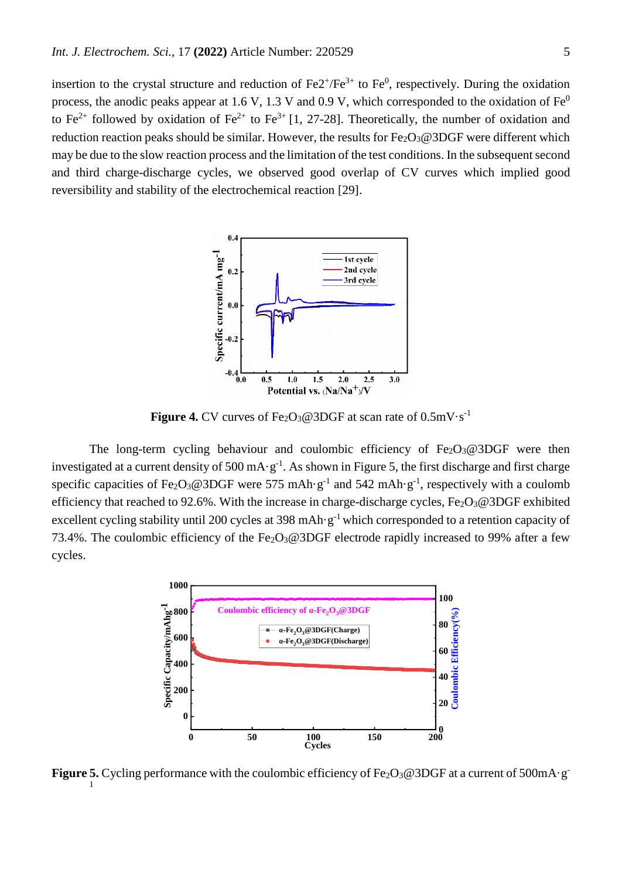insertion to the crystal structure and reduction of $Fe2^{+}/Fe^{3+}$ to $Fe^{0}$, respectively. During the oxidation process, the anodic peaks appear at 1.6 V, 1.3 V and 0.9 V, which corresponded to the oxidation of $Fe^{0}$ to $Fe^{2+}$ followed by oxidation of $Fe^{2+}$ to $Fe^{3+}$ [1, 27-28]. Theoretically, the number of oxidation and reduction reaction peaks should be similar. However, the results for $Fe_2O_3$@3DGF were different which may be due to the slow reaction process and the limitation of the test conditions. In the subsequent second and third charge-discharge cycles, we observed good overlap of CV curves which implied good reversibility and stability of the electrochemical reaction [29].

**Figure 4.** CV curves of $Fe_2O_3$@3DGF at scan rate of $0.5 mV \cdot s^{-1}$

The long-term cycling behaviour and coulombic efficiency of $Fe_2O_3$@3DGF were then investigated at a current density of $500\ mA \cdot g^{-1}$. As shown in Figure 5, the first discharge and first charge specific capacities of $Fe_2O_3$@3DGF were $575\ mAh \cdot g^{-1}$ and $542\ mAh \cdot g^{-1}$, respectively with a coulomb efficiency that reached to 92.6%. With the increase in charge-discharge cycles, $Fe_2O_3$@3DGF exhibited excellent cycling stability until 200 cycles at $398\ mAh \cdot g^{-1}$ which corresponded to a retention capacity of 73.4%. The coulombic efficiency of the $Fe_2O_3$@3DGF electrode rapidly increased to 99% after a few cycles.

**Figure 5.** Cycling performance with the coulombic efficiency of $Fe_2O_3$@3DGF at a current of $500 mA \cdot g^{-1}$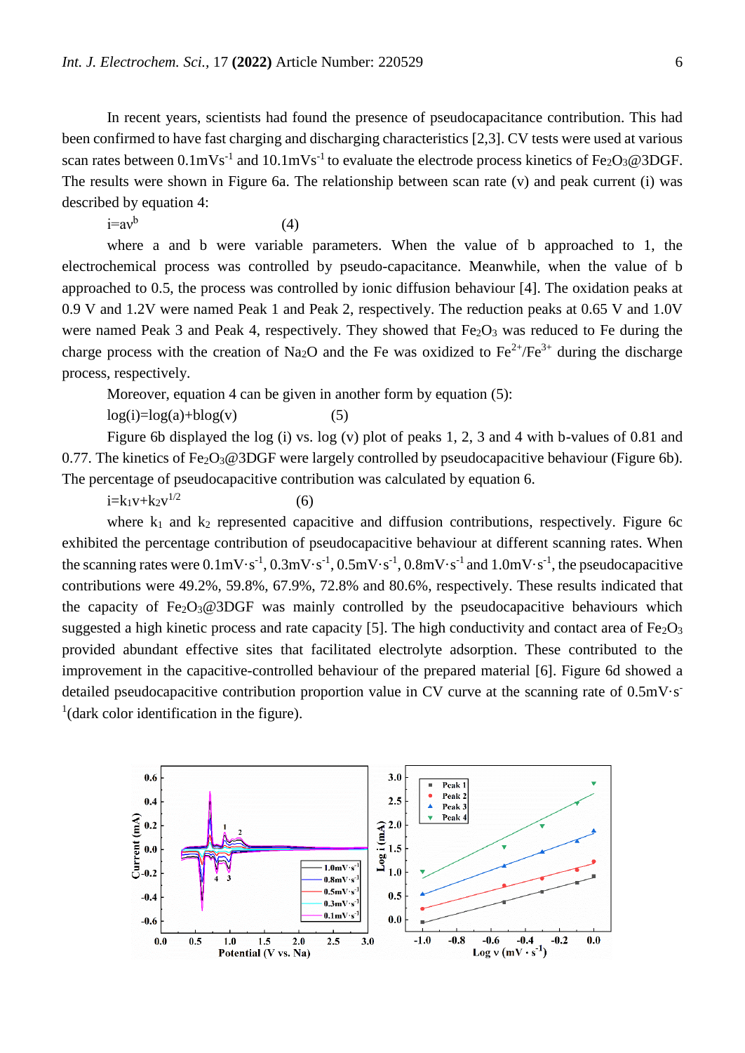In recent years, scientists had found the presence of pseudocapacitance contribution. This had been confirmed to have fast charging and discharging characteristics [2,3]. CV tests were used at various scan rates between 0.1mVs$^{-1}$ and 10.1mVs$^{-1}$ to evaluate the electrode process kinetics of $Fe_2O_3$@3DGF. The results were shown in Figure 6a. The relationship between scan rate (v) and peak current (i) was described by equation 4:

$$i=av^{b} \quad (4)$$

where a and b were variable parameters. When the value of b approached to 1, the electrochemical process was controlled by pseudo-capacitance. Meanwhile, when the value of b approached to 0.5, the process was controlled by ionic diffusion behaviour [4]. The oxidation peaks at 0.9 V and 1.2V were named Peak 1 and Peak 2, respectively. The reduction peaks at 0.65 V and 1.0V were named Peak 3 and Peak 4, respectively. They showed that $Fe_2O_3$ was reduced to Fe during the charge process with the creation of $Na_2O$ and the Fe was oxidized to $Fe^{2+}/Fe^{3+}$ during the discharge process, respectively.

Moreover, equation 4 can be given in another form by equation (5):

$$\log(i)=\log(a)+b\log(v) \quad (5)$$

Figure 6b displayed the log (i) vs. log (v) plot of peaks 1, 2, 3 and 4 with b-values of 0.81 and 0.77. The kinetics of $Fe_2O_3$@3DGF were largely controlled by pseudocapacitive behaviour (Figure 6b). The percentage of pseudocapacitive contribution was calculated by equation 6.

$$i=k_1v+k_2v^{1/2} \quad (6)$$

where $k_1$ and $k_2$ represented capacitive and diffusion contributions, respectively. Figure 6c exhibited the percentage contribution of pseudocapacitive behaviour at different scanning rates. When the scanning rates were 0.1mV·s$^{-1}$, 0.3mV·s$^{-1}$, 0.5mV·s$^{-1}$, 0.8mV·s$^{-1}$ and 1.0mV·s$^{-1}$, the pseudocapacitive contributions were 49.2%, 59.8%, 67.9%, 72.8% and 80.6%, respectively. These results indicated that the capacity of $Fe_2O_3$@3DGF was mainly controlled by the pseudocapacitive behaviours which suggested a high kinetic process and rate capacity [5]. The high conductivity and contact area of $Fe_2O_3$ provided abundant effective sites that facilitated electrolyte adsorption. These contributed to the improvement in the capacitive-controlled behaviour of the prepared material [6]. Figure 6d showed a detailed pseudocapacitive contribution proportion value in CV curve at the scanning rate of 0.5mV·s$^{-1}$(dark color identification in the figure).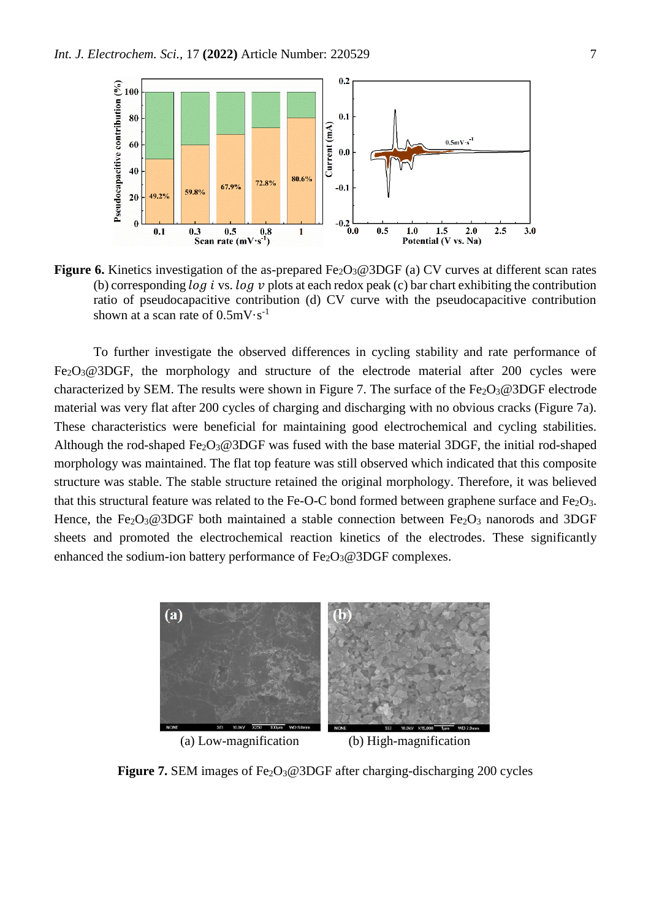**Figure 6.** Kinetics investigation of the as-prepared $Fe_2O_3$@3DGF (a) CV curves at different scan rates (b) corresponding $log\ i$ vs. $log\ v$ plots at each redox peak (c) bar chart exhibiting the contribution ratio of pseudocapacitive contribution (d) CV curve with the pseudocapacitive contribution shown at a scan rate of $0.5 mV \cdot s^{-1}$

To further investigate the observed differences in cycling stability and rate performance of $Fe_2O_3$@3DGF, the morphology and structure of the electrode material after 200 cycles were characterized by SEM. The results were shown in Figure 7. The surface of the $Fe_2O_3$@3DGF electrode material was very flat after 200 cycles of charging and discharging with no obvious cracks (Figure 7a). These characteristics were beneficial for maintaining good electrochemical and cycling stabilities. Although the rod-shaped $Fe_2O_3$@3DGF was fused with the base material 3DGF, the initial rod-shaped morphology was maintained. The flat top feature was still observed which indicated that this composite structure was stable. The stable structure retained the original morphology. Therefore, it was believed that this structural feature was related to the Fe-O-C bond formed between graphene surface and $Fe_2O_3$. Hence, the $Fe_2O_3$@3DGF both maintained a stable connection between $Fe_2O_3$ nanorods and 3DGF sheets and promoted the electrochemical reaction kinetics of the electrodes. These significantly enhanced the sodium-ion battery performance of $Fe_2O_3$@3DGF complexes.

(a) Low-magnification (b) High-magnification

**Figure 7.** SEM images of $Fe_2O_3$@3DGF after charging-discharging 200 cycles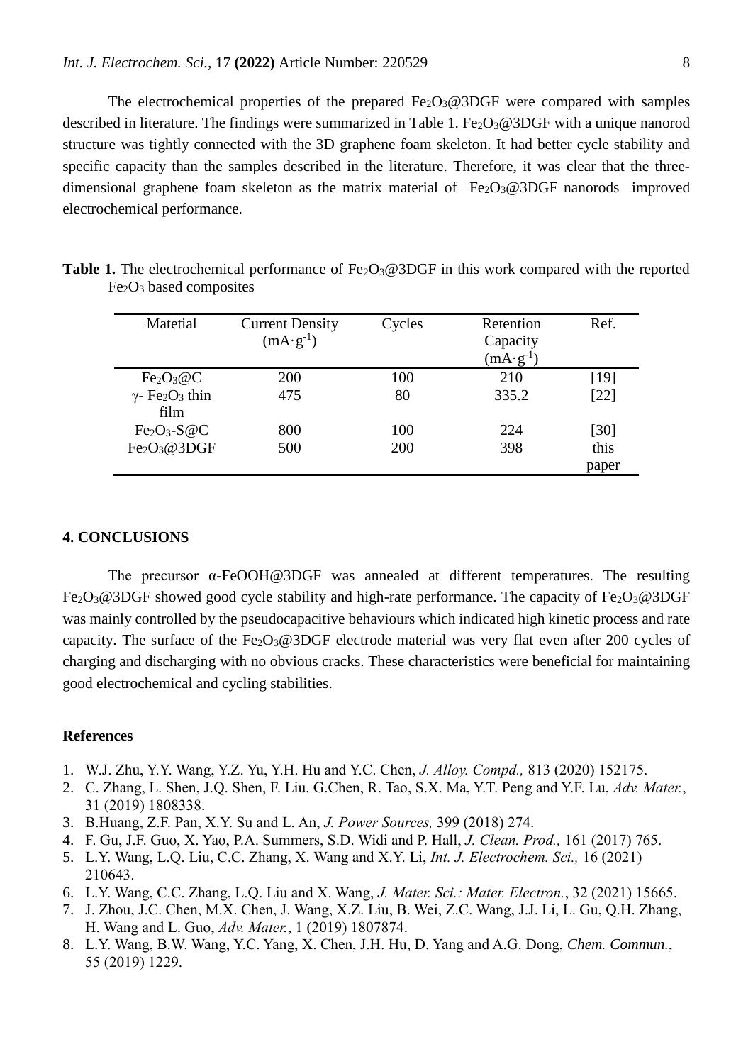The electrochemical properties of the prepared $Fe_2O_3$@3DGF were compared with samples described in literature. The findings were summarized in Table 1. $Fe_2O_3$@3DGF with a unique nanorod structure was tightly connected with the 3D graphene foam skeleton. It had better cycle stability and specific capacity than the samples described in the literature. Therefore, it was clear that the three-dimensional graphene foam skeleton as the matrix material of $Fe_2O_3$@3DGF nanorods improved electrochemical performance.

**Table 1.** The electrochemical performance of $Fe_2O_3$@3DGF in this work compared with the reported $Fe_2O_3$ based composites

| Matetial | Current Density ($mA\cdot g^{-1}$) | Cycles | Retention Capacity ($mA\cdot g^{-1}$) | Ref. |
|---|---|---|---|---|
| $Fe_2O_3$@C | 200 | 100 | 210 | [19] |
| γ- $Fe_2O_3$ thin film | 475 | 80 | 335.2 | [22] |
| $Fe_2O_3$-S@C | 800 | 100 | 224 | [30] |
| $Fe_2O_3$@3DGF | 500 | 200 | 398 | this paper |

## 4. CONCLUSIONS

The precursor α-FeOOH@3DGF was annealed at different temperatures. The resulting $Fe_2O_3$@3DGF showed good cycle stability and high-rate performance. The capacity of $Fe_2O_3$@3DGF was mainly controlled by the pseudocapacitive behaviours which indicated high kinetic process and rate capacity. The surface of the $Fe_2O_3$@3DGF electrode material was very flat even after 200 cycles of charging and discharging with no obvious cracks. These characteristics were beneficial for maintaining good electrochemical and cycling stabilities.

## References

1. W.J. Zhu, Y.Y. Wang, Y.Z. Yu, Y.H. Hu and Y.C. Chen, *J. Alloy. Compd.,* 813 (2020) 152175.
2. C. Zhang, L. Shen, J.Q. Shen, F. Liu. G.Chen, R. Tao, S.X. Ma, Y.T. Peng and Y.F. Lu, *Adv. Mater.*, 31 (2019) 1808338.
3. B.Huang, Z.F. Pan, X.Y. Su and L. An, *J. Power Sources,* 399 (2018) 274.
4. F. Gu, J.F. Guo, X. Yao, P.A. Summers, S.D. Widi and P. Hall, *J. Clean. Prod.,* 161 (2017) 765.
5. L.Y. Wang, L.Q. Liu, C.C. Zhang, X. Wang and X.Y. Li, *Int. J. Electrochem. Sci.,* 16 (2021) 210643.
6. L.Y. Wang, C.C. Zhang, L.Q. Liu and X. Wang, *J. Mater. Sci.: Mater. Electron.*, 32 (2021) 15665.
7. J. Zhou, J.C. Chen, M.X. Chen, J. Wang, X.Z. Liu, B. Wei, Z.C. Wang, J.J. Li, L. Gu, Q.H. Zhang, H. Wang and L. Guo, *Adv. Mater.*, 1 (2019) 1807874.
8. L.Y. Wang, B.W. Wang, Y.C. Yang, X. Chen, J.H. Hu, D. Yang and A.G. Dong, *Chem. Commun.*, 55 (2019) 1229.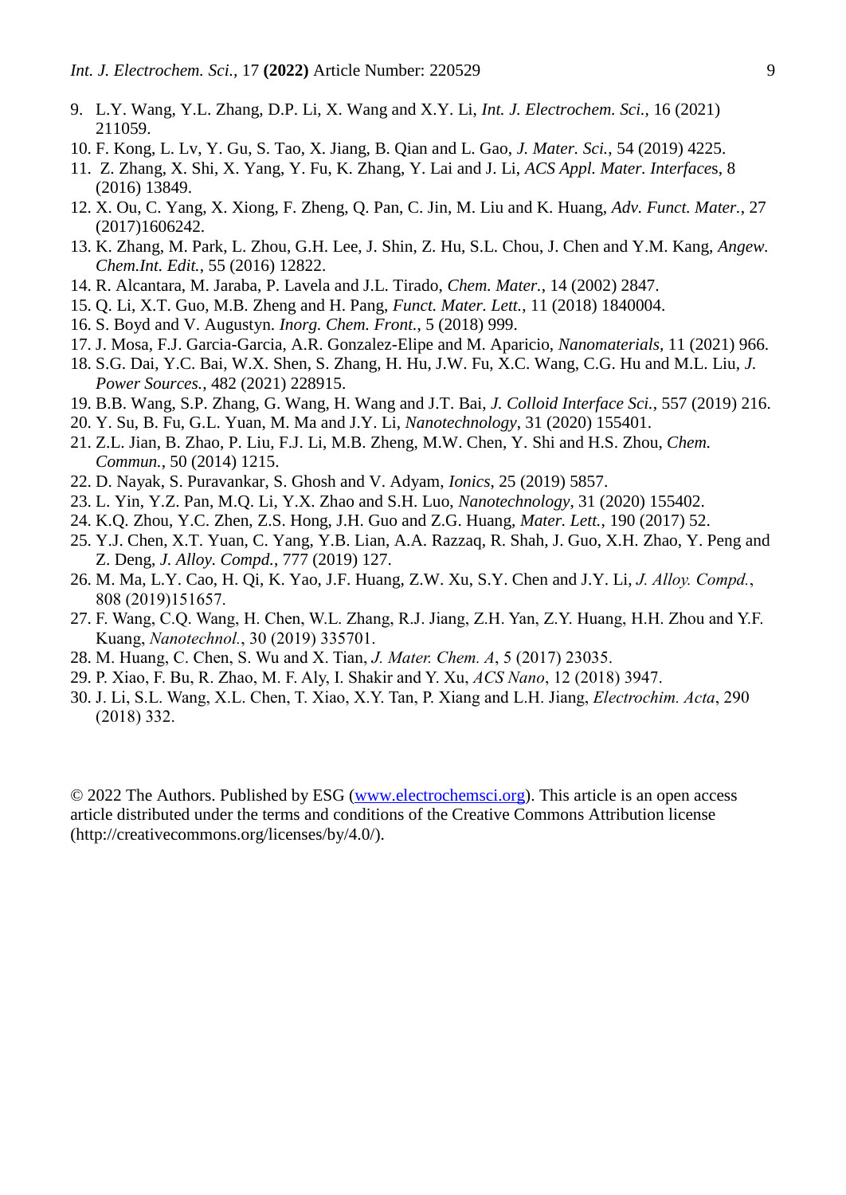9. L.Y. Wang, Y.L. Zhang, D.P. Li, X. Wang and X.Y. Li, *Int. J. Electrochem. Sci.*, 16 (2021) 211059.
10. F. Kong, L. Lv, Y. Gu, S. Tao, X. Jiang, B. Qian and L. Gao, *J. Mater. Sci.*, 54 (2019) 4225.
11. Z. Zhang, X. Shi, X. Yang, Y. Fu, K. Zhang, Y. Lai and J. Li, *ACS Appl. Mater. Interface*s, 8 (2016) 13849.
12. X. Ou, C. Yang, X. Xiong, F. Zheng, Q. Pan, C. Jin, M. Liu and K. Huang, *Adv. Funct. Mater.*, 27 (2017)1606242.
13. K. Zhang, M. Park, L. Zhou, G.H. Lee, J. Shin, Z. Hu, S.L. Chou, J. Chen and Y.M. Kang, *Angew. Chem.Int. Edit.*, 55 (2016) 12822.
14. R. Alcantara, M. Jaraba, P. Lavela and J.L. Tirado, *Chem. Mater.*, 14 (2002) 2847.
15. Q. Li, X.T. Guo, M.B. Zheng and H. Pang, *Funct. Mater. Lett.*, 11 (2018) 1840004.
16. S. Boyd and V. Augustyn. *Inorg. Chem. Front.*, 5 (2018) 999.
17. J. Mosa, F.J. Garcia-Garcia, A.R. Gonzalez-Elipe and M. Aparicio, *Nanomaterials*, 11 (2021) 966.
18. S.G. Dai, Y.C. Bai, W.X. Shen, S. Zhang, H. Hu, J.W. Fu, X.C. Wang, C.G. Hu and M.L. Liu, *J. Power Sources.*, 482 (2021) 228915.
19. B.B. Wang, S.P. Zhang, G. Wang, H. Wang and J.T. Bai, *J. Colloid Interface Sci.*, 557 (2019) 216.
20. Y. Su, B. Fu, G.L. Yuan, M. Ma and J.Y. Li, *Nanotechnology*, 31 (2020) 155401.
21. Z.L. Jian, B. Zhao, P. Liu, F.J. Li, M.B. Zheng, M.W. Chen, Y. Shi and H.S. Zhou, *Chem. Commun.*, 50 (2014) 1215.
22. D. Nayak, S. Puravankar, S. Ghosh and V. Adyam, *Ionics*, 25 (2019) 5857.
23. L. Yin, Y.Z. Pan, M.Q. Li, Y.X. Zhao and S.H. Luo, *Nanotechnology*, 31 (2020) 155402.
24. K.Q. Zhou, Y.C. Zhen, Z.S. Hong, J.H. Guo and Z.G. Huang, *Mater. Lett.*, 190 (2017) 52.
25. Y.J. Chen, X.T. Yuan, C. Yang, Y.B. Lian, A.A. Razzaq, R. Shah, J. Guo, X.H. Zhao, Y. Peng and Z. Deng, *J. Alloy. Compd.*, 777 (2019) 127.
26. M. Ma, L.Y. Cao, H. Qi, K. Yao, J.F. Huang, Z.W. Xu, S.Y. Chen and J.Y. Li, *J. Alloy. Compd.*, 808 (2019)151657.
27. F. Wang, C.Q. Wang, H. Chen, W.L. Zhang, R.J. Jiang, Z.H. Yan, Z.Y. Huang, H.H. Zhou and Y.F. Kuang, *Nanotechnol.*, 30 (2019) 335701.
28. M. Huang, C. Chen, S. Wu and X. Tian, *J. Mater. Chem. A*, 5 (2017) 23035.
29. P. Xiao, F. Bu, R. Zhao, M. F. Aly, I. Shakir and Y. Xu, *ACS Nano*, 12 (2018) 3947.
30. J. Li, S.L. Wang, X.L. Chen, T. Xiao, X.Y. Tan, P. Xiang and L.H. Jiang, *Electrochim. Acta*, 290 (2018) 332.

© 2022 The Authors. Published by ESG (www.electrochemsci.org). This article is an open access article distributed under the terms and conditions of the Creative Commons Attribution license (http://creativecommons.org/licenses/by/4.0/).